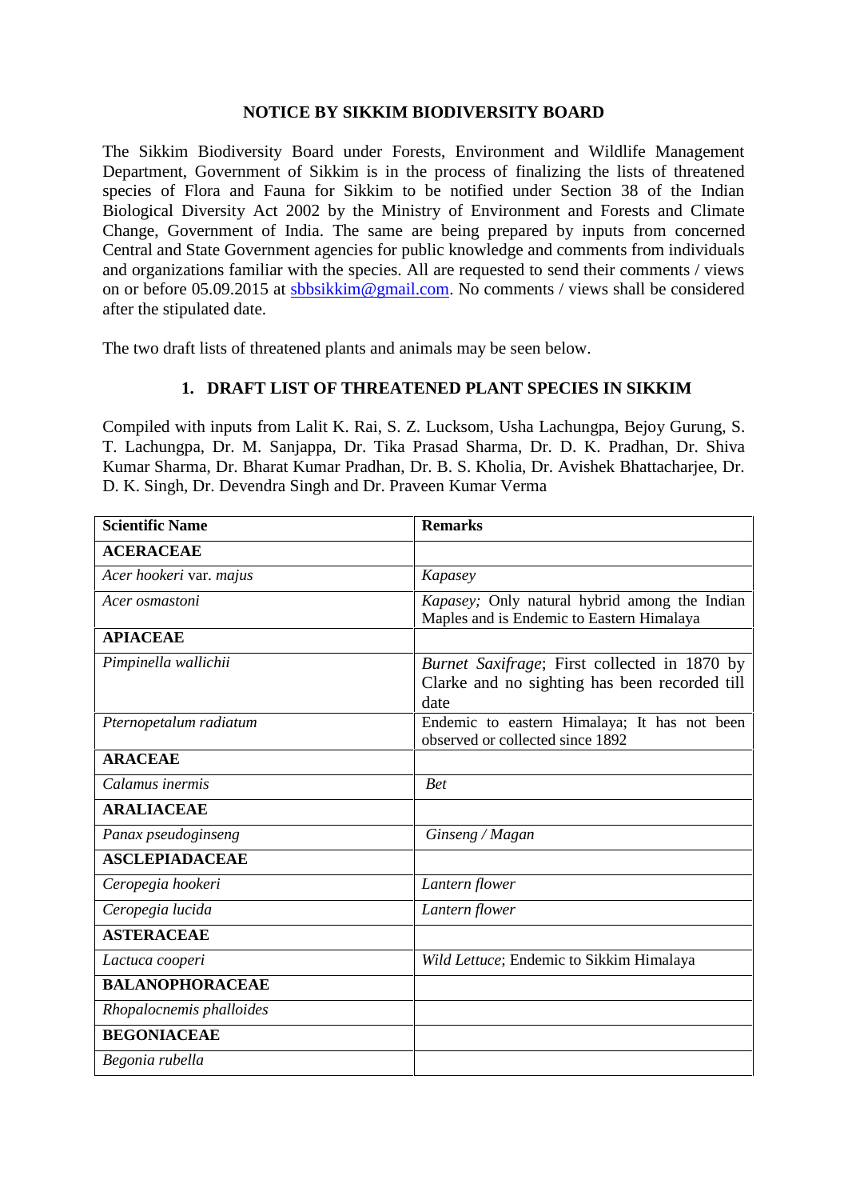## NOTICE BY SIKKIM BIODIVERSITY BOARD

The Sikkim Biodiversity Board under Forests, Environment and Wildlife Management Department, Government of Sikkim is in the process of finalizing the lists of threatened species of Flora and Fauna for Sikkim to be notified under Section 38 of the Indian Biological Diversity Act 2002 by the Ministry of Environment and Forests and Climate Change, Government of India. The same are being prepared by inputs from concerned Central and State Government agencies for public knowledge and comments from individuals and organizations familiar with the species. All are requested to send their comments / views on or before 05.09.2015 at sbbsikkim@gmail.com. No comments / views shall be considered after the stipulated date.

The two draft lists of threatened plants and animals may be seen below.

### 1. DRAFT LIST OF THREATENED PLANT SPECIES IN SIKKIM

Compiled with inputs from Lalit K. Rai, S. Z. Lucksom, Usha Lachungpa, Bejoy Gurung, S. T. Lachungpa, Dr. M. Sanjappa, Dr. Tika Prasad Sharma, Dr. D. K. Pradhan, Dr. Shiva Kumar Sharma, Dr. Bharat Kumar Pradhan, Dr. B. S. Kholia, Dr. Avishek Bhattacharjee, Dr. D. K. Singh, Dr. Devendra Singh and Dr. Praveen Kumar Verma

| Scientific Name | Remarks |
|---|---|
| **ACERACEAE** | |
| *Acer hookeri* var. *majus* | *Kapasey* |
| *Acer osmastoni* | *Kapasey;* Only natural hybrid among the Indian Maples and is Endemic to Eastern Himalaya |
| **APIACEAE** | |
| *Pimpinella wallichii* | *Burnet Saxifrage*; First collected in 1870 by Clarke and no sighting has been recorded till date |
| *Pternopetalum radiatum* | Endemic to eastern Himalaya; It has not been observed or collected since 1892 |
| **ARACEAE** | |
| *Calamus inermis* | *Bet* |
| **ARALIACEAE** | |
| *Panax pseudoginseng* | *Ginseng / Magan* |
| **ASCLEPIADACEAE** | |
| *Ceropegia hookeri* | *Lantern flower* |
| *Ceropegia lucida* | *Lantern flower* |
| **ASTERACEAE** | |
| *Lactuca cooperi* | *Wild Lettuce*; Endemic to Sikkim Himalaya |
| **BALANOPHORACEAE** | |
| *Rhopalocnemis phalloides* | |
| **BEGONIACEAE** | |
| *Begonia rubella* | |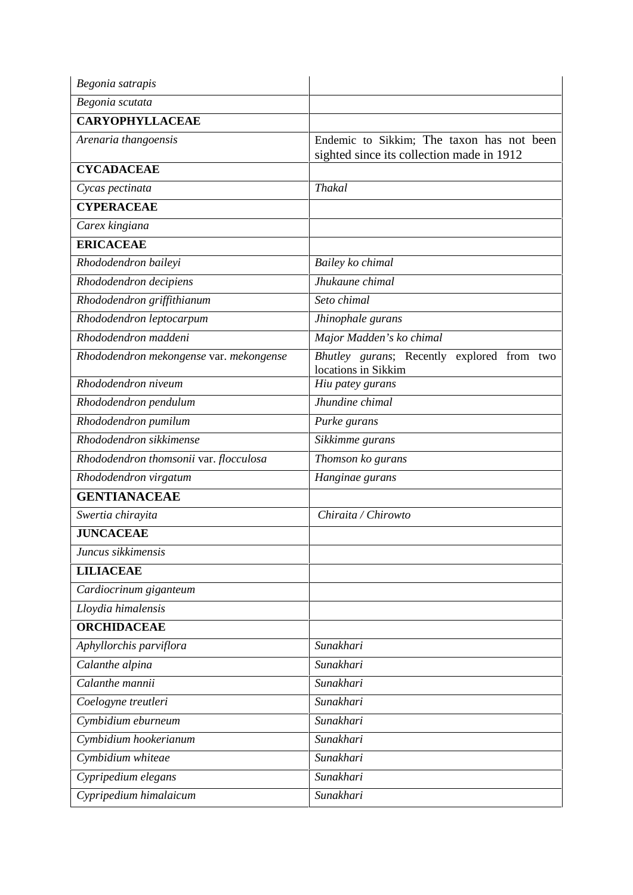| | |
|---|---|
| *Begonia satrapis* | |
| *Begonia scutata* | |
| **CARYOPHYLLACEAE** | |
| *Arenaria thangoensis* | Endemic to Sikkim; The taxon has not been sighted since its collection made in 1912 |
| **CYCADACEAE** | |
| *Cycas pectinata* | *Thakal* |
| **CYPERACEAE** | |
| *Carex kingiana* | |
| **ERICACEAE** | |
| *Rhododendron baileyi* | *Bailey ko chimal* |
| *Rhododendron decipiens* | *Jhukaune chimal* |
| *Rhododendron griffithianum* | *Seto chimal* |
| *Rhododendron leptocarpum* | *Jhinophale gurans* |
| *Rhododendron maddeni* | *Major Madden's ko chimal* |
| *Rhododendron mekongense* var. *mekongense* | *Bhutley gurans*; Recently explored from two locations in Sikkim |
| *Rhododendron niveum* | *Hiu patey gurans* |
| *Rhododendron pendulum* | *Jhundine chimal* |
| *Rhododendron pumilum* | *Purke gurans* |
| *Rhododendron sikkimense* | *Sikkimme gurans* |
| *Rhododendron thomsonii* var. *flocculosa* | *Thomson ko gurans* |
| *Rhododendron virgatum* | *Hanginae gurans* |
| **GENTIANACEAE** | |
| *Swertia chirayita* | *Chiraita / Chirowto* |
| **JUNCACEAE** | |
| *Juncus sikkimensis* | |
| **LILIACEAE** | |
| *Cardiocrinum giganteum* | |
| *Lloydia himalensis* | |
| **ORCHIDACEAE** | |
| *Aphyllorchis parviflora* | *Sunakhari* |
| *Calanthe alpina* | *Sunakhari* |
| *Calanthe mannii* | *Sunakhari* |
| *Coelogyne treutleri* | *Sunakhari* |
| *Cymbidium eburneum* | *Sunakhari* |
| *Cymbidium hookerianum* | *Sunakhari* |
| *Cymbidium whiteae* | *Sunakhari* |
| *Cypripedium elegans* | *Sunakhari* |
| *Cypripedium himalaicum* | *Sunakhari* |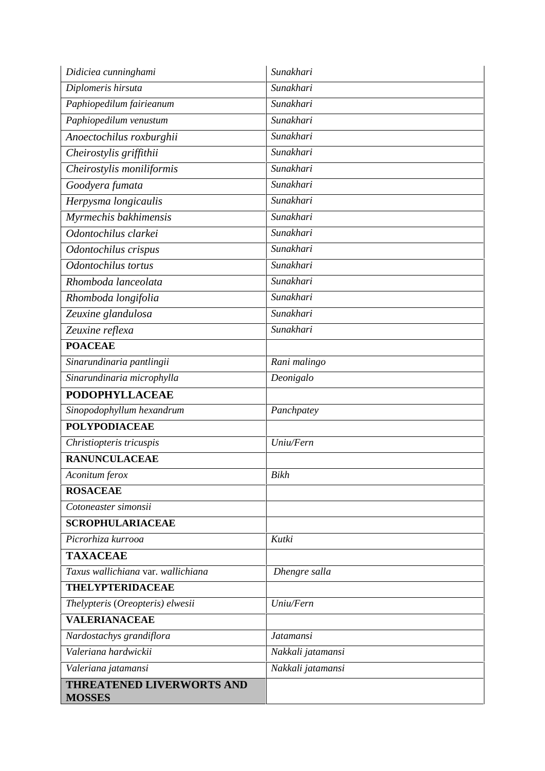| | |
|---|---|
| *Didiciea cunninghami* | *Sunakhari* |
| *Diplomeris hirsuta* | *Sunakhari* |
| *Paphiopedilum fairieanum* | *Sunakhari* |
| *Paphiopedilum venustum* | *Sunakhari* |
| *Anoectochilus roxburghii* | *Sunakhari* |
| *Cheirostylis griffithii* | *Sunakhari* |
| *Cheirostylis moniliformis* | *Sunakhari* |
| *Goodyera fumata* | *Sunakhari* |
| *Herpysma longicaulis* | *Sunakhari* |
| *Myrmechis bakhimensis* | *Sunakhari* |
| *Odontochilus clarkei* | *Sunakhari* |
| *Odontochilus crispus* | *Sunakhari* |
| *Odontochilus tortus* | *Sunakhari* |
| *Rhomboda lanceolata* | *Sunakhari* |
| *Rhomboda longifolia* | *Sunakhari* |
| *Zeuxine glandulosa* | *Sunakhari* |
| *Zeuxine reflexa* | *Sunakhari* |
| **POACEAE** | |
| *Sinarundinaria pantlingii* | *Rani malingo* |
| *Sinarundinaria microphylla* | *Deonigalo* |
| **PODOPHYLLACEAE** | |
| *Sinopodophyllum hexandrum* | *Panchpatey* |
| **POLYPODIACEAE** | |
| *Christiopteris tricuspis* | *Uniu/Fern* |
| **RANUNCULACEAE** | |
| *Aconitum ferox* | *Bikh* |
| **ROSACEAE** | |
| *Cotoneaster simonsii* | |
| **SCROPHULARIACEAE** | |
| *Picrorhiza kurrooa* | *Kutki* |
| **TAXACEAE** | |
| *Taxus wallichiana* var. *wallichiana* | *Dhengre salla* |
| **THELYPTERIDACEAE** | |
| *Thelypteris (Oreopteris) elwesii* | *Uniu/Fern* |
| **VALERIANACEAE** | |
| *Nardostachys grandiflora* | *Jatamansi* |
| *Valeriana hardwickii* | *Nakkali jatamansi* |
| *Valeriana jatamansi* | *Nakkali jatamansi* |
| **THREATENED LIVERWORTS AND MOSSES** | |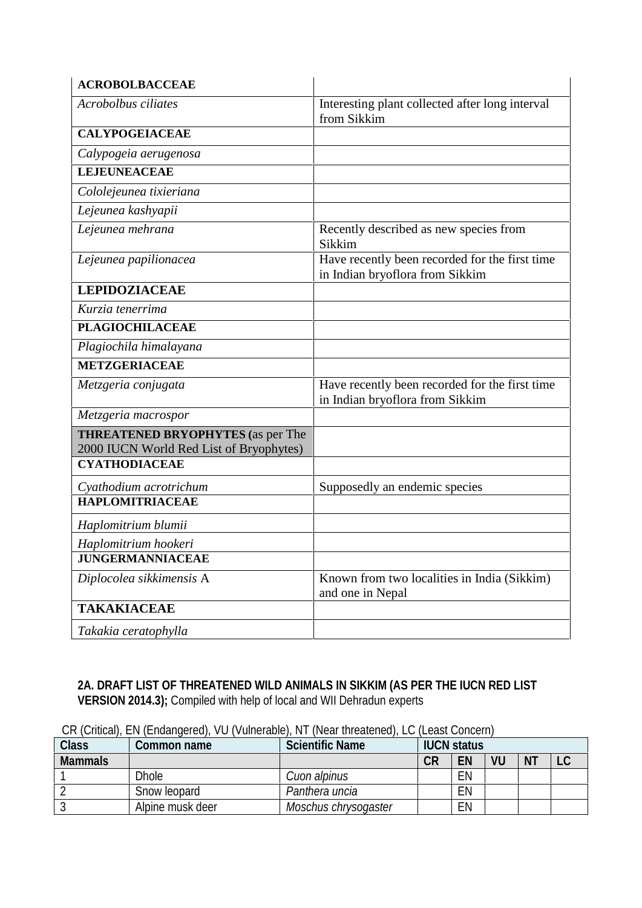| **ACROBOLBACCEAE** | |
|---|---|
| *Acrobolbus ciliates* | Interesting plant collected after long interval from Sikkim |
| **CALYPOGEIACEAE** | |
| *Calypogeia aerugenosa* | |
| **LEJEUNEACEAE** | |
| *Cololejeunea tixieriana* | |
| *Lejeunea kashyapii* | |
| *Lejeunea mehrana* | Recently described as new species from Sikkim |
| *Lejeunea papilionacea* | Have recently been recorded for the first time in Indian bryoflora from Sikkim |
| **LEPIDOZIACEAE** | |
| *Kurzia tenerrima* | |
| **PLAGIOCHILACEAE** | |
| *Plagiochila himalayana* | |
| **METZGERIACEAE** | |
| *Metzgeria conjugata* | Have recently been recorded for the first time in Indian bryoflora from Sikkim |
| *Metzgeria macrospor* | |
| **THREATENED BRYOPHYTES (**as per The 2000 IUCN World Red List of Bryophytes) | |
| **CYATHODIACEAE** | |
| *Cyathodium acrotrichum* | Supposedly an endemic species |
| **HAPLOMITRIACEAE** | |
| *Haplomitrium blumii* | |
| *Haplomitrium hookeri* | |
| **JUNGERMANNIACEAE** | |
| *Diplocolea sikkimensis* A | Known from two localities in India (Sikkim) and one in Nepal |
| **TAKAKIACEAE** | |
| *Takakia ceratophylla* | |

**2A. DRAFT LIST OF THREATENED WILD ANIMALS IN SIKKIM (AS PER THE IUCN RED LIST VERSION 2014.3);** Compiled with help of local and WII Dehradun experts

CR (Critical), EN (Endangered), VU (Vulnerable), NT (Near threatened), LC (Least Concern)

| Class | Common name | Scientific Name | IUCN status | | | | |
|---|---|---|---|---|---|---|---|
| **Mammals** | | | **CR** | **EN** | **VU** | **NT** | **LC** |
| 1 | Dhole | *Cuon alpinus* | | EN | | | |
| 2 | Snow leopard | *Panthera uncia* | | EN | | | |
| 3 | Alpine musk deer | *Moschus chrysogaster* | | EN | | | |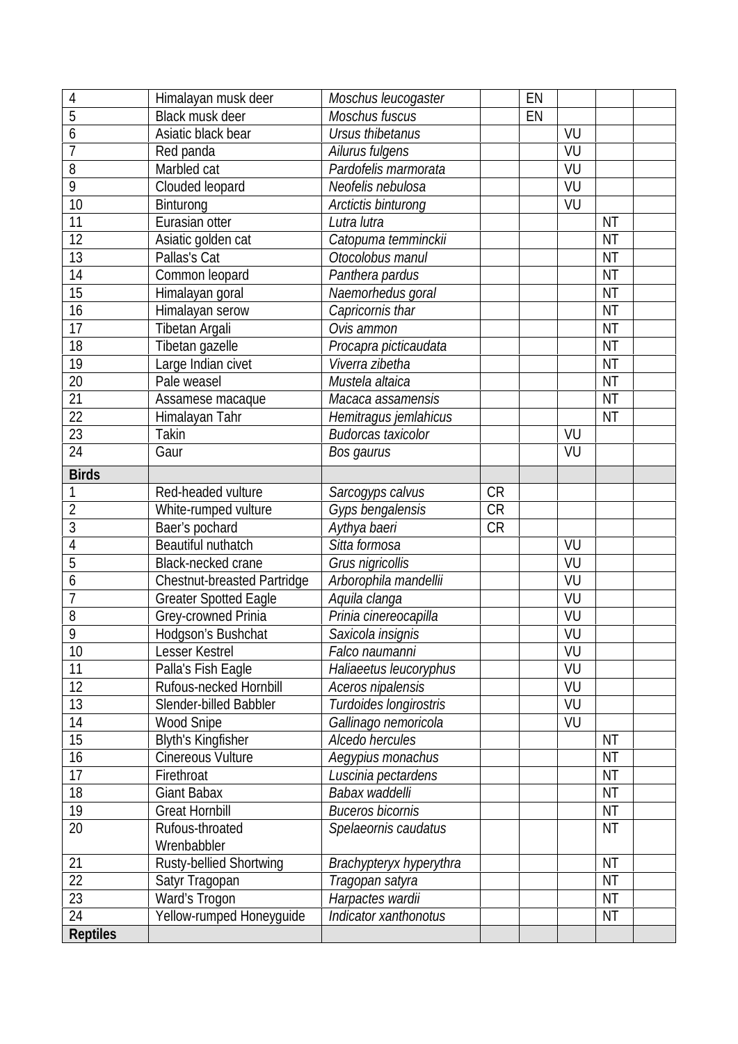| | | | | | | | |
|---|---|---|---|---|---|---|---|
| 4 | Himalayan musk deer | *Moschus leucogaster* | | EN | | | |
| 5 | Black musk deer | *Moschus fuscus* | | EN | | | |
| 6 | Asiatic black bear | *Ursus thibetanus* | | | VU | | |
| 7 | Red panda | *Ailurus fulgens* | | | VU | | |
| 8 | Marbled cat | *Pardofelis marmorata* | | | VU | | |
| 9 | Clouded leopard | *Neofelis nebulosa* | | | VU | | |
| 10 | Binturong | *Arctictis binturong* | | | VU | | |
| 11 | Eurasian otter | *Lutra lutra* | | | | NT | |
| 12 | Asiatic golden cat | *Catopuma temminckii* | | | | NT | |
| 13 | Pallas's Cat | *Otocolobus manul* | | | | NT | |
| 14 | Common leopard | *Panthera pardus* | | | | NT | |
| 15 | Himalayan goral | *Naemorhedus goral* | | | | NT | |
| 16 | Himalayan serow | *Capricornis thar* | | | | NT | |
| 17 | Tibetan Argali | *Ovis ammon* | | | | NT | |
| 18 | Tibetan gazelle | *Procapra picticaudata* | | | | NT | |
| 19 | Large Indian civet | *Viverra zibetha* | | | | NT | |
| 20 | Pale weasel | *Mustela altaica* | | | | NT | |
| 21 | Assamese macaque | *Macaca assamensis* | | | | NT | |
| 22 | Himalayan Tahr | *Hemitragus jemlahicus* | | | | NT | |
| 23 | Takin | *Budorcas taxicolor* | | | VU | | |
| 24 | Gaur | *Bos gaurus* | | | VU | | |
| **Birds** | | | | | | | |
| 1 | Red-headed vulture | *Sarcogyps calvus* | CR | | | | |
| 2 | White-rumped vulture | *Gyps bengalensis* | CR | | | | |
| 3 | Baer's pochard | *Aythya baeri* | CR | | | | |
| 4 | Beautiful nuthatch | *Sitta formosa* | | | VU | | |
| 5 | Black-necked crane | *Grus nigricollis* | | | VU | | |
| 6 | Chestnut-breasted Partridge | *Arborophila mandellii* | | | VU | | |
| 7 | Greater Spotted Eagle | *Aquila clanga* | | | VU | | |
| 8 | Grey-crowned Prinia | *Prinia cinereocapilla* | | | VU | | |
| 9 | Hodgson's Bushchat | *Saxicola insignis* | | | VU | | |
| 10 | Lesser Kestrel | *Falco naumanni* | | | VU | | |
| 11 | Palla's Fish Eagle | *Haliaeetus leucoryphus* | | | VU | | |
| 12 | Rufous-necked Hornbill | *Aceros nipalensis* | | | VU | | |
| 13 | Slender-billed Babbler | *Turdoides longirostris* | | | VU | | |
| 14 | Wood Snipe | *Gallinago nemoricola* | | | VU | | |
| 15 | Blyth's Kingfisher | *Alcedo hercules* | | | | NT | |
| 16 | Cinereous Vulture | *Aegypius monachus* | | | | NT | |
| 17 | Firethroat | *Luscinia pectardens* | | | | NT | |
| 18 | Giant Babax | *Babax waddelli* | | | | NT | |
| 19 | Great Hornbill | *Buceros bicornis* | | | | NT | |
| 20 | Rufous-throated Wrenbabbler | *Spelaeornis caudatus* | | | | NT | |
| 21 | Rusty-bellied Shortwing | *Brachypteryx hyperythra* | | | | NT | |
| 22 | Satyr Tragopan | *Tragopan satyra* | | | | NT | |
| 23 | Ward's Trogon | *Harpactes wardii* | | | | NT | |
| 24 | Yellow-rumped Honeyguide | *Indicator xanthonotus* | | | | NT | |
| **Reptiles** | | | | | | | |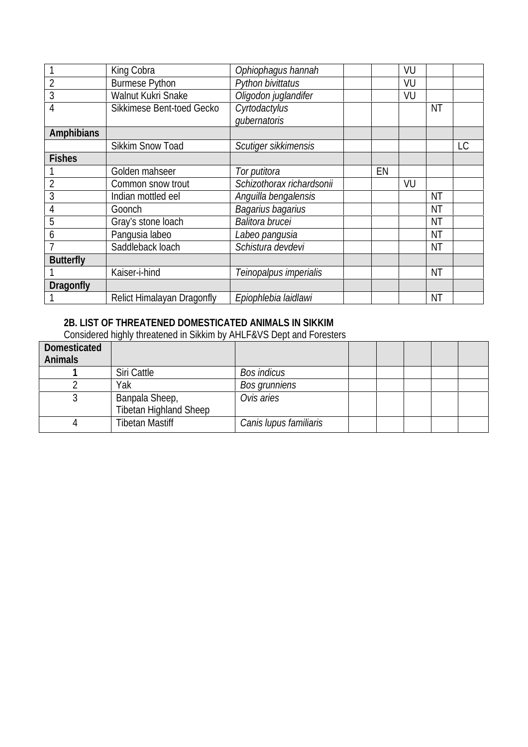| | | | | | | | |
|---|---|---|---|---|---|---|---|
| 1 | King Cobra | *Ophiophagus hannah* | | | VU | | |
| 2 | Burmese Python | *Python bivittatus* | | | VU | | |
| 3 | Walnut Kukri Snake | *Oligodon juglandifer* | | | VU | | |
| 4 | Sikkimese Bent-toed Gecko | *Cyrtodactylus gubernatoris* | | | | NT | |
| **Amphibians** | | | | | | | |
| | Sikkim Snow Toad | *Scutiger sikkimensis* | | | | | LC |
| **Fishes** | | | | | | | |
| 1 | Golden mahseer | *Tor putitora* | | EN | | | |
| 2 | Common snow trout | *Schizothorax richardsonii* | | | VU | | |
| 3 | Indian mottled eel | *Anguilla bengalensis* | | | | NT | |
| 4 | Goonch | *Bagarius bagarius* | | | | NT | |
| 5 | Gray's stone loach | *Balitora brucei* | | | | NT | |
| 6 | Pangusia labeo | *Labeo pangusia* | | | | NT | |
| 7 | Saddleback loach | *Schistura devdevi* | | | | NT | |
| **Butterfly** | | | | | | | |
| 1 | Kaiser-i-hind | *Teinopalpus imperialis* | | | | NT | |
| **Dragonfly** | | | | | | | |
| 1 | Relict Himalayan Dragonfly | *Epiophlebia laidlawi* | | | | NT | |

**2B. LIST OF THREATENED DOMESTICATED ANIMALS IN SIKKIM**

Considered highly threatened in Sikkim by AHLF&VS Dept and Foresters

| **Domesticated Animals** | | | | | | | |
|---|---|---|---|---|---|---|---|
| **1** | Siri Cattle | *Bos indicus* | | | | | |
| 2 | Yak | *Bos grunniens* | | | | | |
| 3 | Banpala Sheep, Tibetan Highland Sheep | *Ovis aries* | | | | | |
| 4 | Tibetan Mastiff | *Canis lupus familiaris* | | | | | |